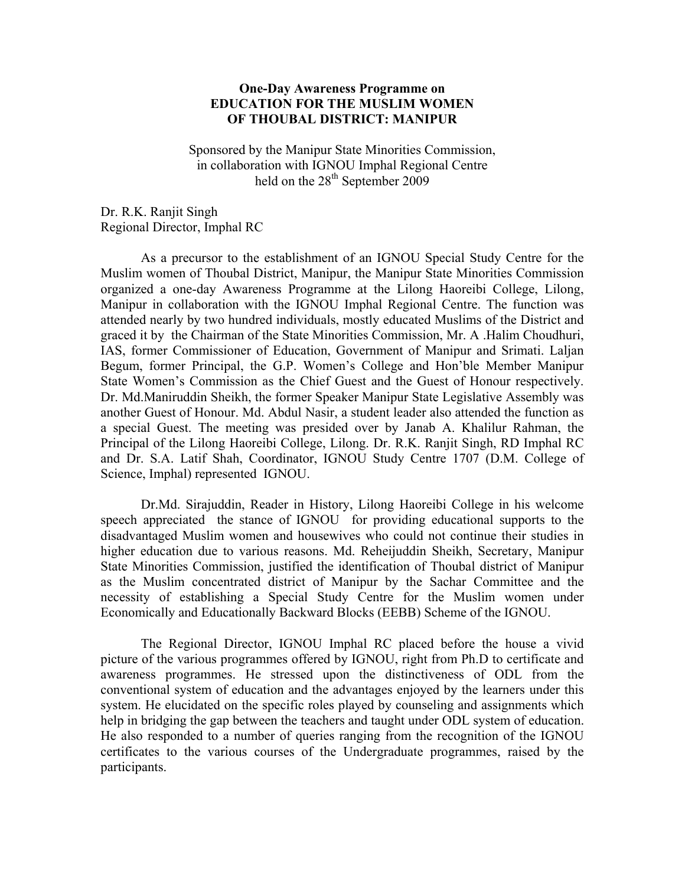**One-Day Awareness Programme on**
**EDUCATION FOR THE MUSLIM WOMEN**
**OF THOUBAL DISTRICT: MANIPUR**

Sponsored by the Manipur State Minorities Commission,
in collaboration with IGNOU Imphal Regional Centre
held on the 28th September 2009

Dr. R.K. Ranjit Singh
Regional Director, Imphal RC

As a precursor to the establishment of an IGNOU Special Study Centre for the Muslim women of Thoubal District, Manipur, the Manipur State Minorities Commission organized a one-day Awareness Programme at the Lilong Haoreibi College, Lilong, Manipur in collaboration with the IGNOU Imphal Regional Centre. The function was attended nearly by two hundred individuals, mostly educated Muslims of the District and graced it by the Chairman of the State Minorities Commission, Mr. A .Halim Choudhuri, IAS, former Commissioner of Education, Government of Manipur and Srimati. Laljan Begum, former Principal, the G.P. Women's College and Hon'ble Member Manipur State Women's Commission as the Chief Guest and the Guest of Honour respectively. Dr. Md.Maniruddin Sheikh, the former Speaker Manipur State Legislative Assembly was another Guest of Honour. Md. Abdul Nasir, a student leader also attended the function as a special Guest. The meeting was presided over by Janab A. Khalilur Rahman, the Principal of the Lilong Haoreibi College, Lilong. Dr. R.K. Ranjit Singh, RD Imphal RC and Dr. S.A. Latif Shah, Coordinator, IGNOU Study Centre 1707 (D.M. College of Science, Imphal) represented IGNOU.

Dr.Md. Sirajuddin, Reader in History, Lilong Haoreibi College in his welcome speech appreciated the stance of IGNOU for providing educational supports to the disadvantaged Muslim women and housewives who could not continue their studies in higher education due to various reasons. Md. Reheijuddin Sheikh, Secretary, Manipur State Minorities Commission, justified the identification of Thoubal district of Manipur as the Muslim concentrated district of Manipur by the Sachar Committee and the necessity of establishing a Special Study Centre for the Muslim women under Economically and Educationally Backward Blocks (EEBB) Scheme of the IGNOU.

The Regional Director, IGNOU Imphal RC placed before the house a vivid picture of the various programmes offered by IGNOU, right from Ph.D to certificate and awareness programmes. He stressed upon the distinctiveness of ODL from the conventional system of education and the advantages enjoyed by the learners under this system. He elucidated on the specific roles played by counseling and assignments which help in bridging the gap between the teachers and taught under ODL system of education. He also responded to a number of queries ranging from the recognition of the IGNOU certificates to the various courses of the Undergraduate programmes, raised by the participants.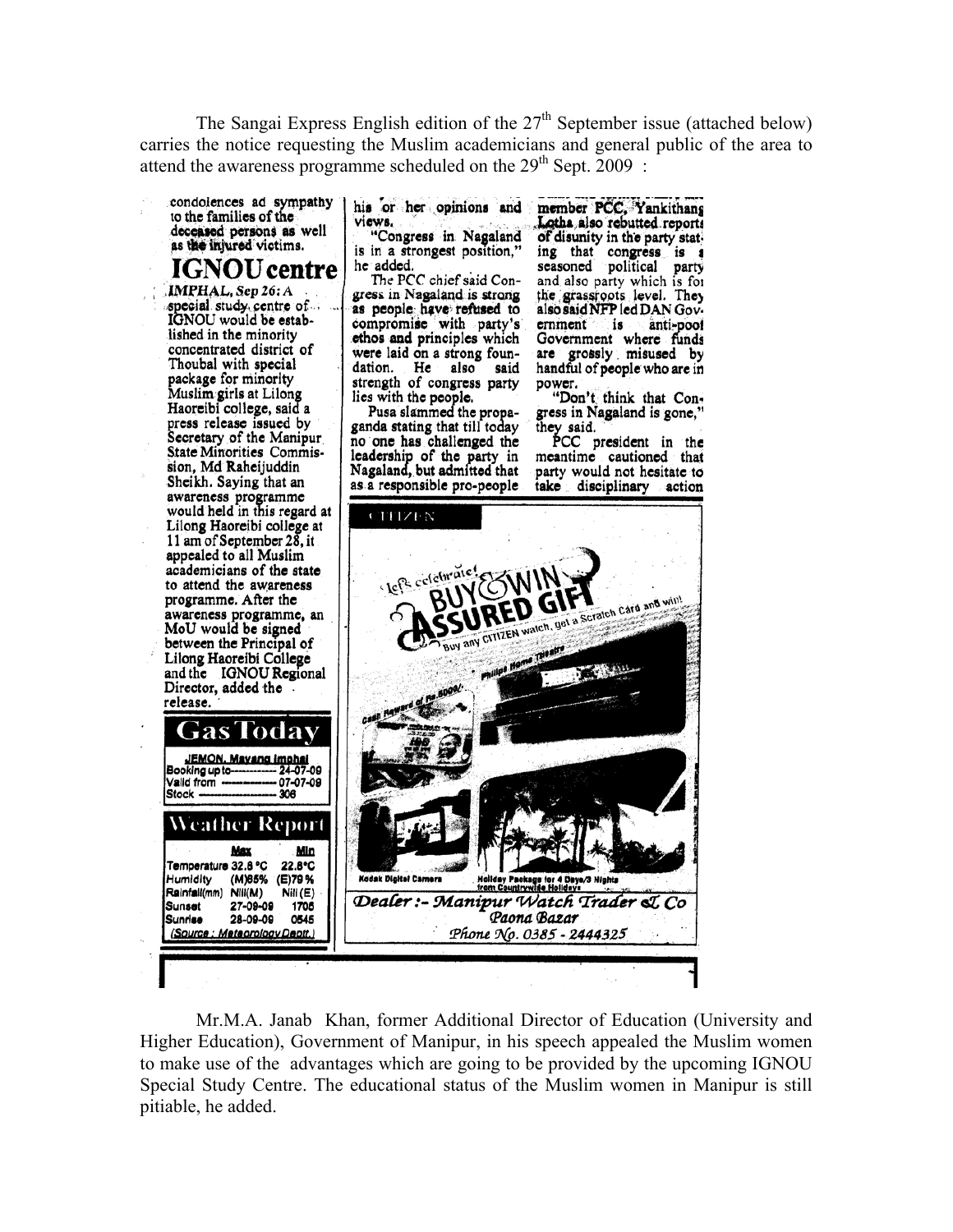The Sangai Express English edition of the 27th September issue (attached below) carries the notice requesting the Muslim academicians and general public of the area to attend the awareness programme scheduled on the 29th Sept. 2009 :

condolences ad sympathy to the families of the deceased persons as well as the injured victims.

## IGNOU centre

**IMPHAL, Sep 26:** A special study centre of IGNOU would be established in the minority concentrated district of Thoubal with special package for minority Muslim girls at Lilong Haoreibi college, said a press release issued by Secretary of the Manipur State Minorities Commission, Md Raheijuddin Sheikh. Saying that an awareness programme would held in this regard at Lilong Haoreibi college at 11 am of September 28, it appealed to all Muslim academicians of the state to attend the awareness programme. After the awareness programme, an MoU would be signed between the Principal of Lilong Haoreibi College and the IGNOU Regional Director, added the release.

## Gas Today

JEMON, Mayang Imphal
Booking upto------------ 24-07-09
Valid from ------------ 07-07-09
Stock ------------------ 306

## Weather Report

| | Max | Min |
|---|---|---|
| Temperature | 32.8 °C | 22.8°C |
| Humidity | (M)85% | (E)79 % |
| Rainfall(mm) | Nil(M) | Nil (E) |
| Sunset | 27-09-09 | 1708 |
| Sunrise | 28-09-09 | 0545 |

(Source : Meteorology Deptt.)

his or her opinions and views.

"Congress in Nagaland is in a strongest position," he added.

The PCC chief said Congress in Nagaland is strong as people have refused to compromise with party's ethos and principles which were laid on a strong foundation. He also said strength of congress party lies with the people.

Pusa slammed the propaganda stating that till today no one has challenged the leadership of the party in Nagaland, but admitted that as a responsible pro-people

member PCC, Yankithang Lotha also rebutted reports of disunity in the party stating that congress is a seasoned political party and also party which is for the grassroots level. They also said NFP led DAN Government is anti-poor Government where funds are grossly misused by handful of people who are in power.

"Don't think that Congress in Nagaland is gone," they said.

PCC president in the meantime cautioned that party would not hesitate to take disciplinary action

CITIZEN

Let's celebrate! BUY & WIN ASSURED GIFT

Buy any CITIZEN watch, get a Scratch Card and win!

Philips Home Theatre

Cash Reward of Rs 5000/-

Kodak Digital Camera

Holiday Package for 4 Days/3 Nights from Countrywide Holidays

*Dealer :- Manipur Watch Trader & Co*
*Paona Bazar*
*Phone No. 0385 - 2444325*

Mr.M.A. Janab Khan, former Additional Director of Education (University and Higher Education), Government of Manipur, in his speech appealed the Muslim women to make use of the advantages which are going to be provided by the upcoming IGNOU Special Study Centre. The educational status of the Muslim women in Manipur is still pitiable, he added.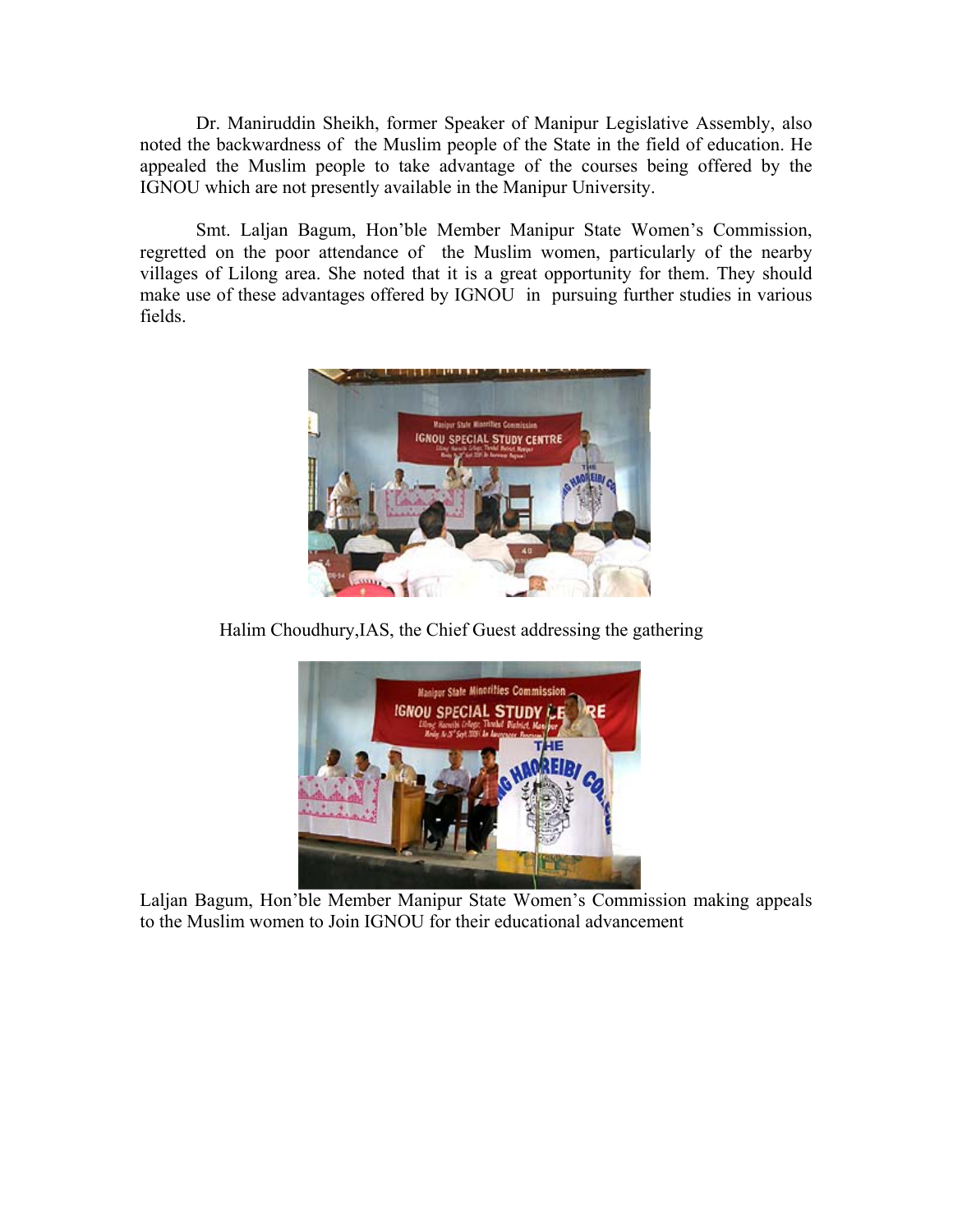Dr. Maniruddin Sheikh, former Speaker of Manipur Legislative Assembly, also noted the backwardness of the Muslim people of the State in the field of education. He appealed the Muslim people to take advantage of the courses being offered by the IGNOU which are not presently available in the Manipur University.

Smt. Laljan Bagum, Hon'ble Member Manipur State Women's Commission, regretted on the poor attendance of the Muslim women, particularly of the nearby villages of Lilong area. She noted that it is a great opportunity for them. They should make use of these advantages offered by IGNOU in pursuing further studies in various fields.

Halim Choudhury,IAS, the Chief Guest addressing the gathering

Laljan Bagum, Hon'ble Member Manipur State Women's Commission making appeals to the Muslim women to Join IGNOU for their educational advancement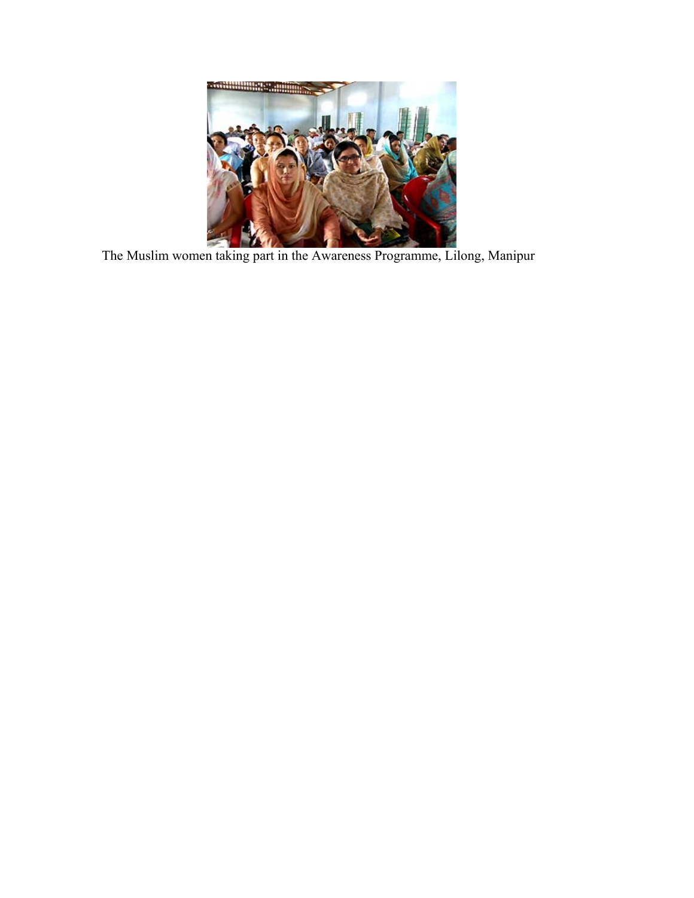The Muslim women taking part in the Awareness Programme, Lilong, Manipur